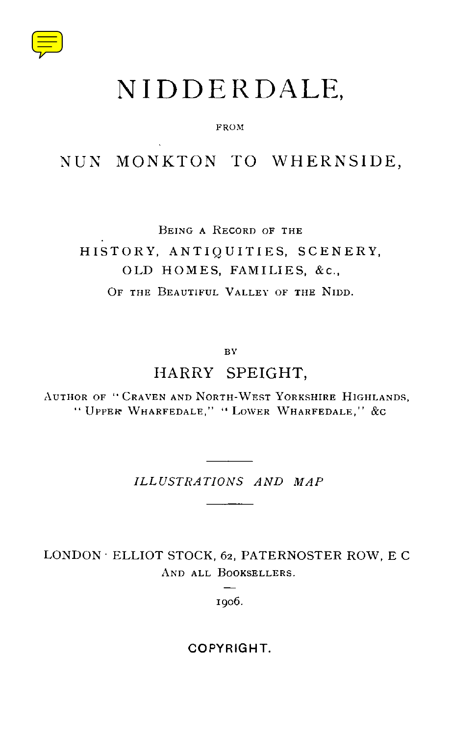# NIDDERDALE,

FROM

## NUN MONKTON TO WHERNSIDE,

BEING A RECORD OF THE

HISTORY, ANTIQUITIES, SCENERY, OLD HOMES, FAMILIES, &c.,

OF THE BEAUTIFUL VALLEY OF THE NIDD.

BY

HARRY SPEIGHT,

AUTHOR OF "CRAVEN AND NORTH-WEST YORKSHIRE HIGHLANDS," "UPPER WHARFEDALE," "LOWER WHARFEDALE," &c

---

*ILLUSTRATIONS AND MAP*

---

LONDON · ELLIOT STOCK, 62, PATERNOSTER ROW, E C

AND ALL BOOKSELLERS.

1906.

COPYRIGHT.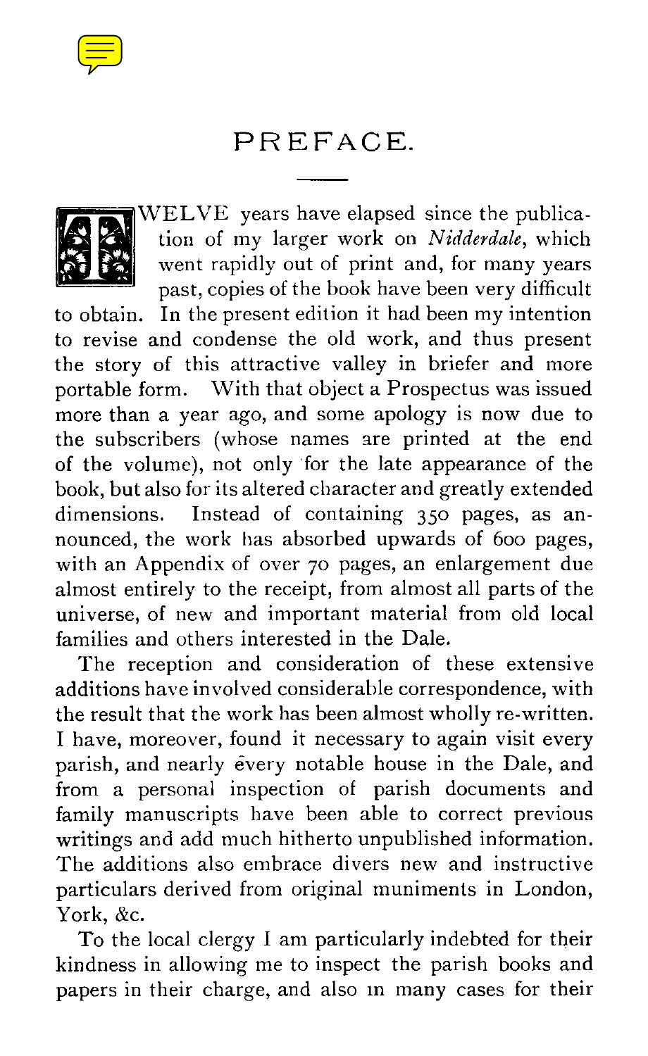# PREFACE.

TWELVE years have elapsed since the publication of my larger work on *Nidderdale*, which went rapidly out of print and, for many years past, copies of the book have been very difficult to obtain. In the present edition it had been my intention to revise and condense the old work, and thus present the story of this attractive valley in briefer and more portable form. With that object a Prospectus was issued more than a year ago, and some apology is now due to the subscribers (whose names are printed at the end of the volume), not only for the late appearance of the book, but also for its altered character and greatly extended dimensions. Instead of containing 350 pages, as announced, the work has absorbed upwards of 600 pages, with an Appendix of over 70 pages, an enlargement due almost entirely to the receipt, from almost all parts of the universe, of new and important material from old local families and others interested in the Dale.

The reception and consideration of these extensive additions have involved considerable correspondence, with the result that the work has been almost wholly re-written. I have, moreover, found it necessary to again visit every parish, and nearly every notable house in the Dale, and from a personal inspection of parish documents and family manuscripts have been able to correct previous writings and add much hitherto unpublished information. The additions also embrace divers new and instructive particulars derived from original muniments in London, York, &c.

To the local clergy I am particularly indebted for their kindness in allowing me to inspect the parish books and papers in their charge, and also in many cases for their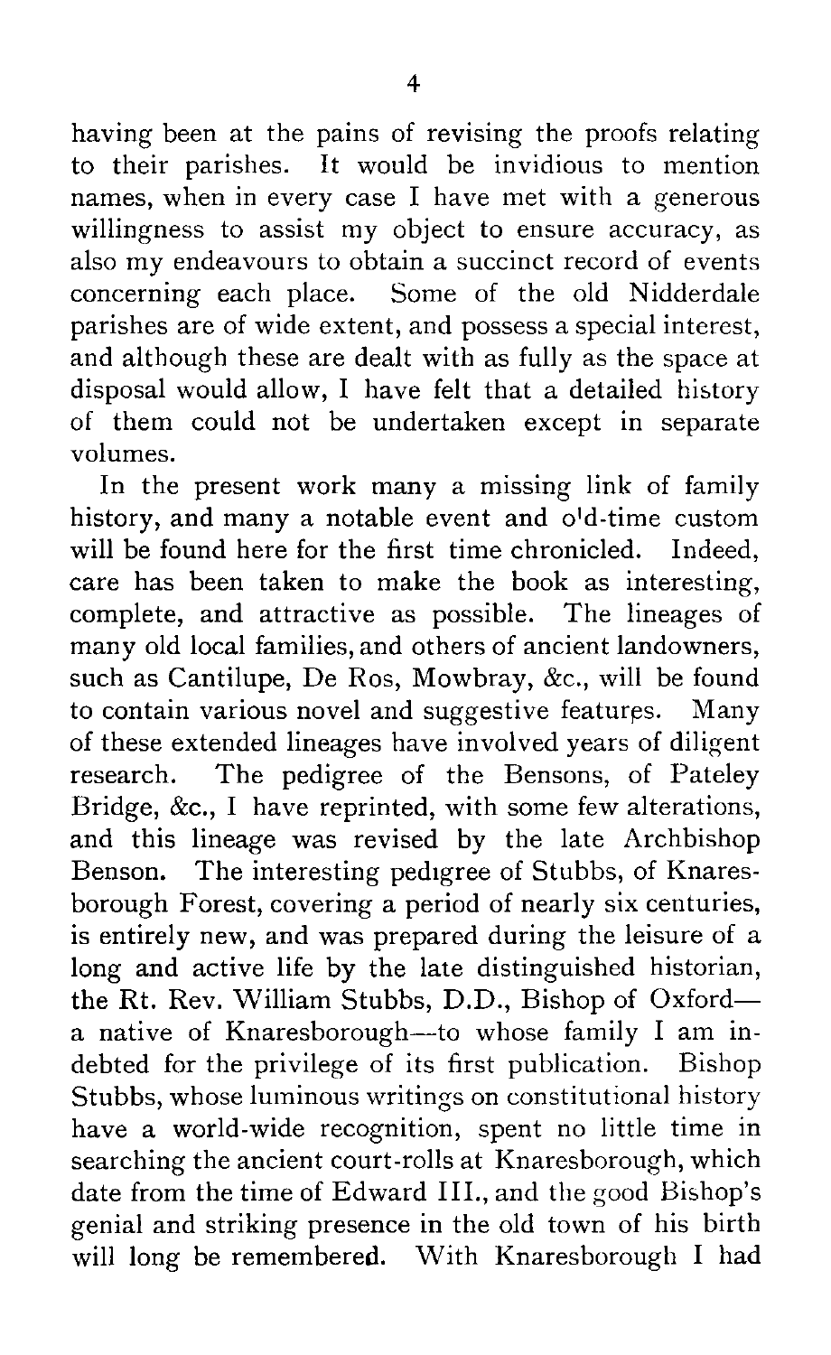having been at the pains of revising the proofs relating to their parishes. It would be invidious to mention names, when in every case I have met with a generous willingness to assist my object to ensure accuracy, as also my endeavours to obtain a succinct record of events concerning each place. Some of the old Nidderdale parishes are of wide extent, and possess a special interest, and although these are dealt with as fully as the space at disposal would allow, I have felt that a detailed history of them could not be undertaken except in separate volumes.

In the present work many a missing link of family history, and many a notable event and old-time custom will be found here for the first time chronicled. Indeed, care has been taken to make the book as interesting, complete, and attractive as possible. The lineages of many old local families, and others of ancient landowners, such as Cantilupe, De Ros, Mowbray, &c., will be found to contain various novel and suggestive features. Many of these extended lineages have involved years of diligent research. The pedigree of the Bensons, of Pateley Bridge, &c., I have reprinted, with some few alterations, and this lineage was revised by the late Archbishop Benson. The interesting pedigree of Stubbs, of Knaresborough Forest, covering a period of nearly six centuries, is entirely new, and was prepared during the leisure of a long and active life by the late distinguished historian, the Rt. Rev. William Stubbs, D.D., Bishop of Oxford—a native of Knaresborough—to whose family I am indebted for the privilege of its first publication. Bishop Stubbs, whose luminous writings on constitutional history have a world-wide recognition, spent no little time in searching the ancient court-rolls at Knaresborough, which date from the time of Edward III., and the good Bishop's genial and striking presence in the old town of his birth will long be remembered. With Knaresborough I had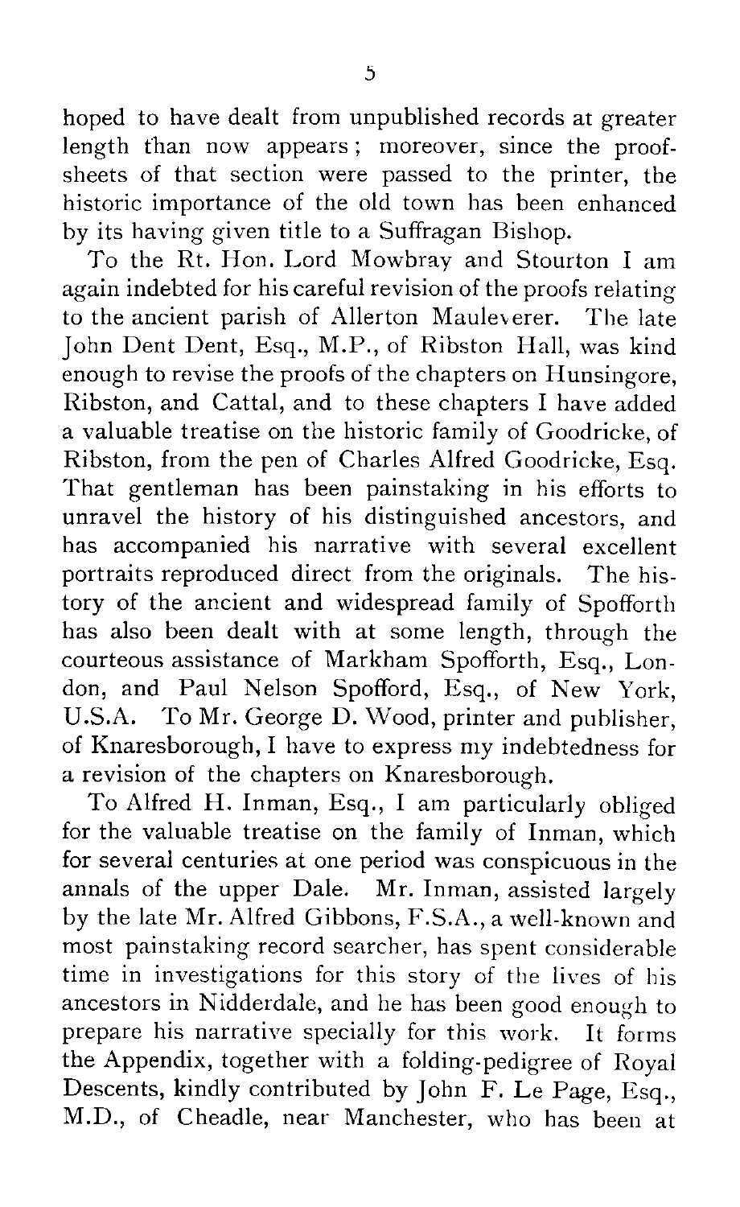hoped to have dealt from unpublished records at greater length than now appears; moreover, since the proof-sheets of that section were passed to the printer, the historic importance of the old town has been enhanced by its having given title to a Suffragan Bishop.

To the Rt. Hon. Lord Mowbray and Stourton I am again indebted for his careful revision of the proofs relating to the ancient parish of Allerton Mauleverer. The late John Dent Dent, Esq., M.P., of Ribston Hall, was kind enough to revise the proofs of the chapters on Hunsingore, Ribston, and Cattal, and to these chapters I have added a valuable treatise on the historic family of Goodricke, of Ribston, from the pen of Charles Alfred Goodricke, Esq. That gentleman has been painstaking in his efforts to unravel the history of his distinguished ancestors, and has accompanied his narrative with several excellent portraits reproduced direct from the originals. The history of the ancient and widespread family of Spofforth has also been dealt with at some length, through the courteous assistance of Markham Spofforth, Esq., London, and Paul Nelson Spofford, Esq., of New York, U.S.A. To Mr. George D. Wood, printer and publisher, of Knaresborough, I have to express my indebtedness for a revision of the chapters on Knaresborough.

To Alfred H. Inman, Esq., I am particularly obliged for the valuable treatise on the family of Inman, which for several centuries at one period was conspicuous in the annals of the upper Dale. Mr. Inman, assisted largely by the late Mr. Alfred Gibbons, F.S.A., a well-known and most painstaking record searcher, has spent considerable time in investigations for this story of the lives of his ancestors in Nidderdale, and he has been good enough to prepare his narrative specially for this work. It forms the Appendix, together with a folding-pedigree of Royal Descents, kindly contributed by John F. Le Page, Esq., M.D., of Cheadle, near Manchester, who has been at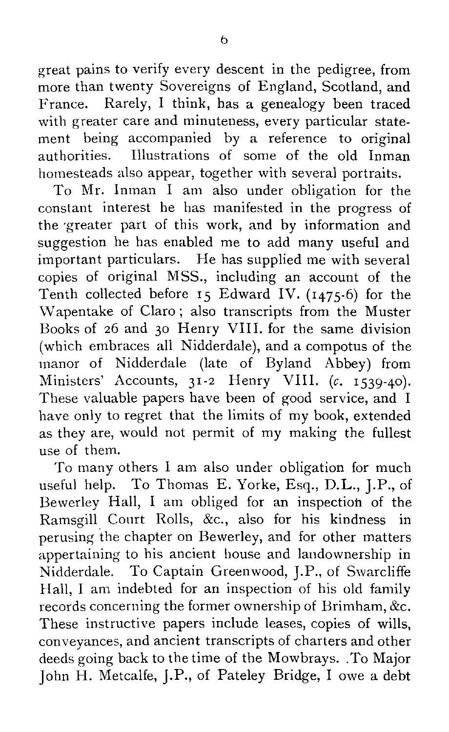great pains to verify every descent in the pedigree, from more than twenty Sovereigns of England, Scotland, and France. Rarely, I think, has a genealogy been traced with greater care and minuteness, every particular statement being accompanied by a reference to original authorities. Illustrations of some of the old Inman homesteads also appear, together with several portraits.

To Mr. Inman I am also under obligation for the constant interest he has manifested in the progress of the greater part of this work, and by information and suggestion he has enabled me to add many useful and important particulars. He has supplied me with several copies of original MSS., including an account of the Tenth collected before 15 Edward IV. (1475-6) for the Wapentake of Claro; also transcripts from the Muster Books of 26 and 30 Henry VIII. for the same division (which embraces all Nidderdale), and a compotus of the manor of Nidderdale (late of Byland Abbey) from Ministers' Accounts, 31-2 Henry VIII. (*c.* 1539-40). These valuable papers have been of good service, and I have only to regret that the limits of my book, extended as they are, would not permit of my making the fullest use of them.

To many others I am also under obligation for much useful help. To Thomas E. Yorke, Esq., D.L., J.P., of Bewerley Hall, I am obliged for an inspection of the Ramsgill Court Rolls, &c., also for his kindness in perusing the chapter on Bewerley, and for other matters appertaining to his ancient house and landownership in Nidderdale. To Captain Greenwood, J.P., of Swarcliffe Hall, I am indebted for an inspection of his old family records concerning the former ownership of Brimham, &c. These instructive papers include leases, copies of wills, conveyances, and ancient transcripts of charters and other deeds going back to the time of the Mowbrays. To Major John H. Metcalfe, J.P., of Pateley Bridge, I owe a debt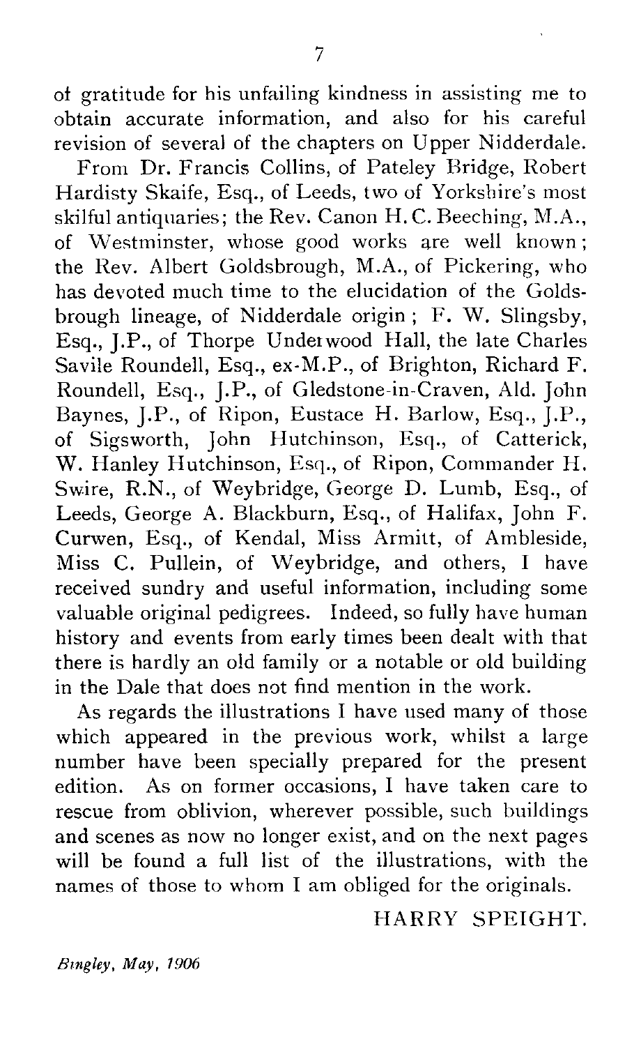of gratitude for his unfailing kindness in assisting me to obtain accurate information, and also for his careful revision of several of the chapters on Upper Nidderdale.

From Dr. Francis Collins, of Pateley Bridge, Robert Hardisty Skaife, Esq., of Leeds, two of Yorkshire's most skilful antiquaries; the Rev. Canon H. C. Beeching, M.A., of Westminster, whose good works are well known; the Rev. Albert Goldsbrough, M.A., of Pickering, who has devoted much time to the elucidation of the Goldsbrough lineage, of Nidderdale origin; F. W. Slingsby, Esq., J.P., of Thorpe Underwood Hall, the late Charles Savile Roundell, Esq., ex-M.P., of Brighton, Richard F. Roundell, Esq., J.P., of Gledstone-in-Craven, Ald. John Baynes, J.P., of Ripon, Eustace H. Barlow, Esq., J.P., of Sigsworth, John Hutchinson, Esq., of Catterick, W. Hanley Hutchinson, Esq., of Ripon, Commander H. Swire, R.N., of Weybridge, George D. Lumb, Esq., of Leeds, George A. Blackburn, Esq., of Halifax, John F. Curwen, Esq., of Kendal, Miss Armitt, of Ambleside, Miss C. Pullein, of Weybridge, and others, I have received sundry and useful information, including some valuable original pedigrees. Indeed, so fully have human history and events from early times been dealt with that there is hardly an old family or a notable or old building in the Dale that does not find mention in the work.

As regards the illustrations I have used many of those which appeared in the previous work, whilst a large number have been specially prepared for the present edition. As on former occasions, I have taken care to rescue from oblivion, wherever possible, such buildings and scenes as now no longer exist, and on the next pages will be found a full list of the illustrations, with the names of those to whom I am obliged for the originals.

HARRY SPEIGHT.

*Bingley, May, 1906*